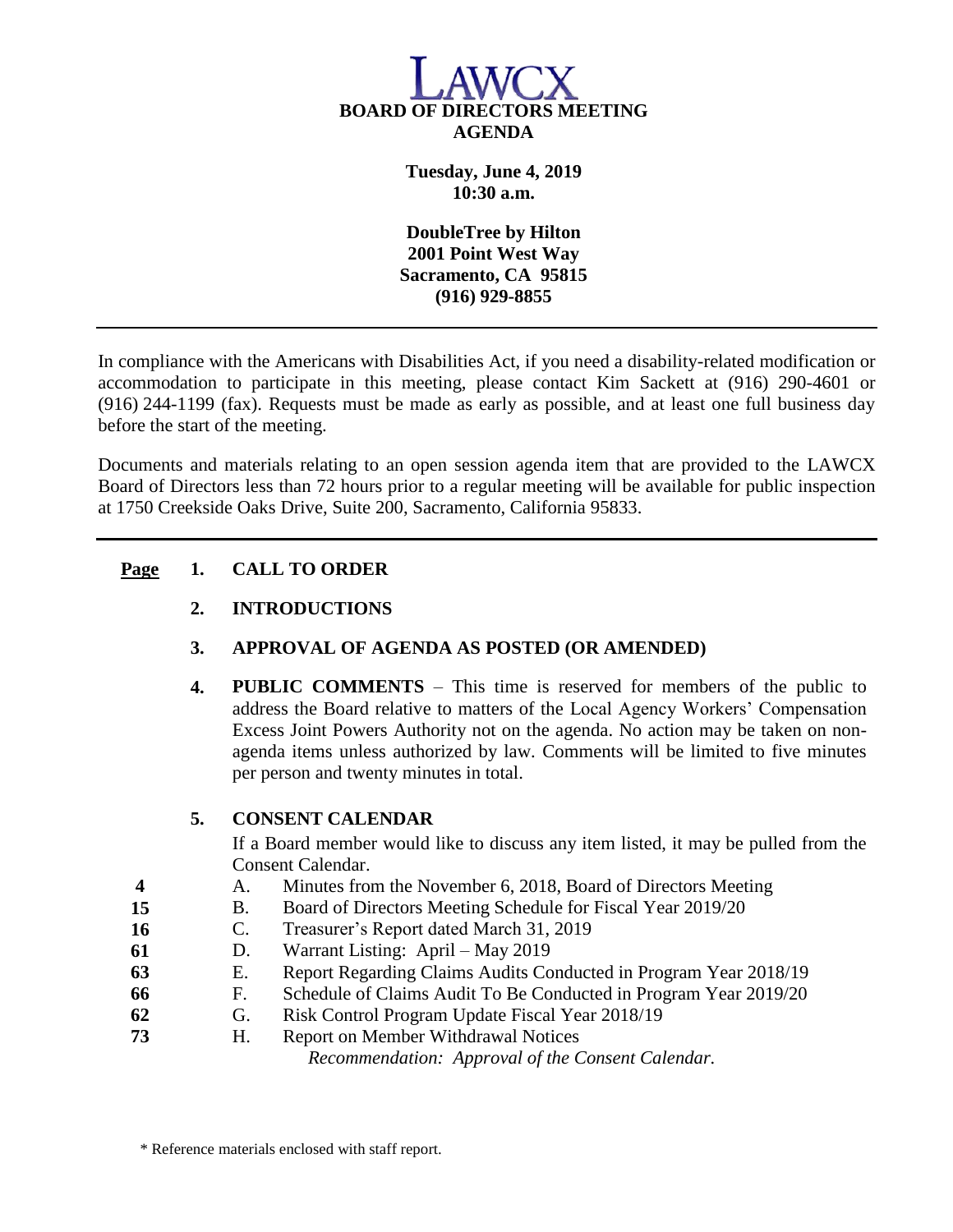# LAWCX

## BOARD OF DIRECTORS MEETING AGENDA

**Tuesday, June 4, 2019**
**10:30 a.m.**

**DoubleTree by Hilton**
**2001 Point West Way**
**Sacramento, CA 95815**
**(916) 929-8855**

---

In compliance with the Americans with Disabilities Act, if you need a disability-related modification or accommodation to participate in this meeting, please contact Kim Sackett at (916) 290-4601 or (916) 244-1199 (fax). Requests must be made as early as possible, and at least one full business day before the start of the meeting.

Documents and materials relating to an open session agenda item that are provided to the LAWCX Board of Directors less than 72 hours prior to a regular meeting will be available for public inspection at 1750 Creekside Oaks Drive, Suite 200, Sacramento, California 95833.

---

| Page | | |
|---|---|---|
| | **1.** | **CALL TO ORDER** |
| | **2.** | **INTRODUCTIONS** |
| | **3.** | **APPROVAL OF AGENDA AS POSTED (OR AMENDED)** |
| | **4.** | **PUBLIC COMMENTS** – This time is reserved for members of the public to address the Board relative to matters of the Local Agency Workers' Compensation Excess Joint Powers Authority not on the agenda. No action may be taken on non-agenda items unless authorized by law. Comments will be limited to five minutes per person and twenty minutes in total. |
| | **5.** | **CONSENT CALENDAR**<br>If a Board member would like to discuss any item listed, it may be pulled from the Consent Calendar. |
| 4 | | A. Minutes from the November 6, 2018, Board of Directors Meeting |
| 15 | | B. Board of Directors Meeting Schedule for Fiscal Year 2019/20 |
| 16 | | C. Treasurer's Report dated March 31, 2019 |
| 61 | | D. Warrant Listing: April – May 2019 |
| 63 | | E. Report Regarding Claims Audits Conducted in Program Year 2018/19 |
| 66 | | F. Schedule of Claims Audit To Be Conducted in Program Year 2019/20 |
| 62 | | G. Risk Control Program Update Fiscal Year 2018/19 |
| 73 | | H. Report on Member Withdrawal Notices |
| | | *Recommendation: Approval of the Consent Calendar.* |

\* Reference materials enclosed with staff report.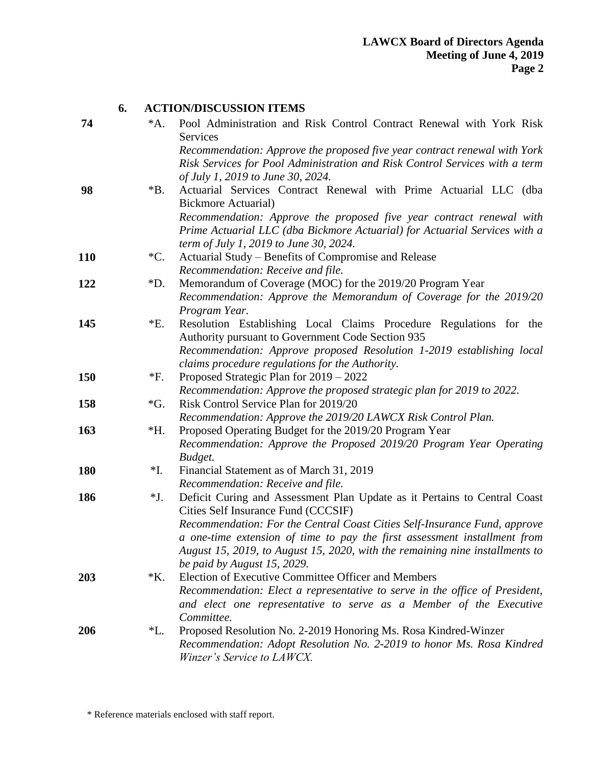## 6. ACTION/DISCUSSION ITEMS

**74** *A. Pool Administration and Risk Control Contract Renewal with York Risk Services
*Recommendation: Approve the proposed five year contract renewal with York Risk Services for Pool Administration and Risk Control Services with a term of July 1, 2019 to June 30, 2024.*

**98** *B. Actuarial Services Contract Renewal with Prime Actuarial LLC (dba Bickmore Actuarial)
*Recommendation: Approve the proposed five year contract renewal with Prime Actuarial LLC (dba Bickmore Actuarial) for Actuarial Services with a term of July 1, 2019 to June 30, 2024.*

**110** *C. Actuarial Study – Benefits of Compromise and Release
*Recommendation: Receive and file.*

**122** *D. Memorandum of Coverage (MOC) for the 2019/20 Program Year
*Recommendation: Approve the Memorandum of Coverage for the 2019/20 Program Year.*

**145** *E. Resolution Establishing Local Claims Procedure Regulations for the Authority pursuant to Government Code Section 935
*Recommendation: Approve proposed Resolution 1-2019 establishing local claims procedure regulations for the Authority.*

**150** *F. Proposed Strategic Plan for 2019 – 2022
*Recommendation: Approve the proposed strategic plan for 2019 to 2022.*

**158** *G. Risk Control Service Plan for 2019/20
*Recommendation: Approve the 2019/20 LAWCX Risk Control Plan.*

**163** *H. Proposed Operating Budget for the 2019/20 Program Year
*Recommendation: Approve the Proposed 2019/20 Program Year Operating Budget.*

**180** *I. Financial Statement as of March 31, 2019
*Recommendation: Receive and file.*

**186** *J. Deficit Curing and Assessment Plan Update as it Pertains to Central Coast Cities Self Insurance Fund (CCCSIF)
*Recommendation: For the Central Coast Cities Self-Insurance Fund, approve a one-time extension of time to pay the first assessment installment from August 15, 2019, to August 15, 2020, with the remaining nine installments to be paid by August 15, 2029.*

**203** *K. Election of Executive Committee Officer and Members
*Recommendation: Elect a representative to serve in the office of President, and elect one representative to serve as a Member of the Executive Committee.*

**206** *L. Proposed Resolution No. 2-2019 Honoring Ms. Rosa Kindred-Winzer
*Recommendation: Adopt Resolution No. 2-2019 to honor Ms. Rosa Kindred Winzer's Service to LAWCX.*

\* Reference materials enclosed with staff report.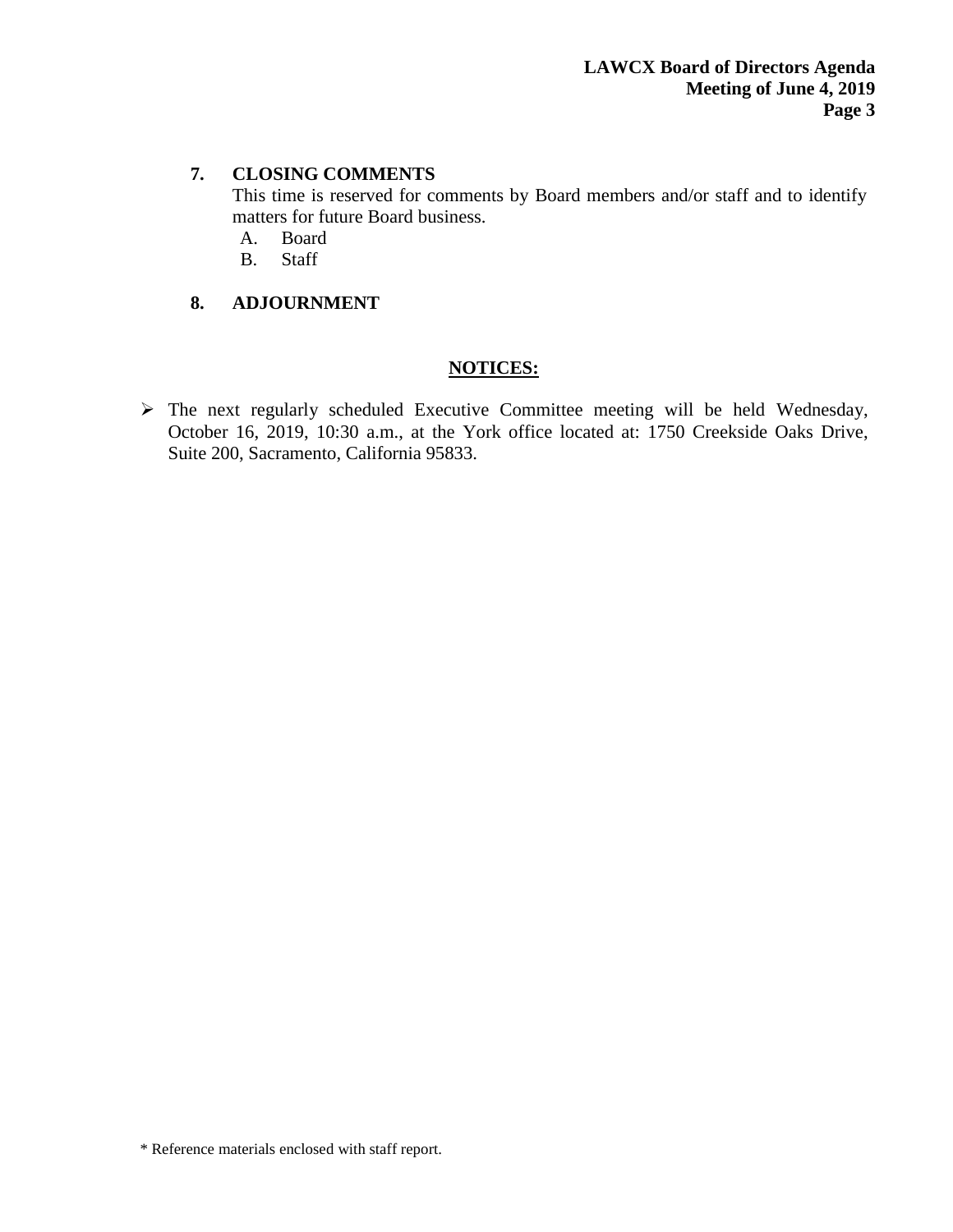**7. CLOSING COMMENTS**

This time is reserved for comments by Board members and/or staff and to identify matters for future Board business.

A. Board

B. Staff

**8. ADJOURNMENT**

**NOTICES:**

- The next regularly scheduled Executive Committee meeting will be held Wednesday, October 16, 2019, 10:30 a.m., at the York office located at: 1750 Creekside Oaks Drive, Suite 200, Sacramento, California 95833.

* Reference materials enclosed with staff report.